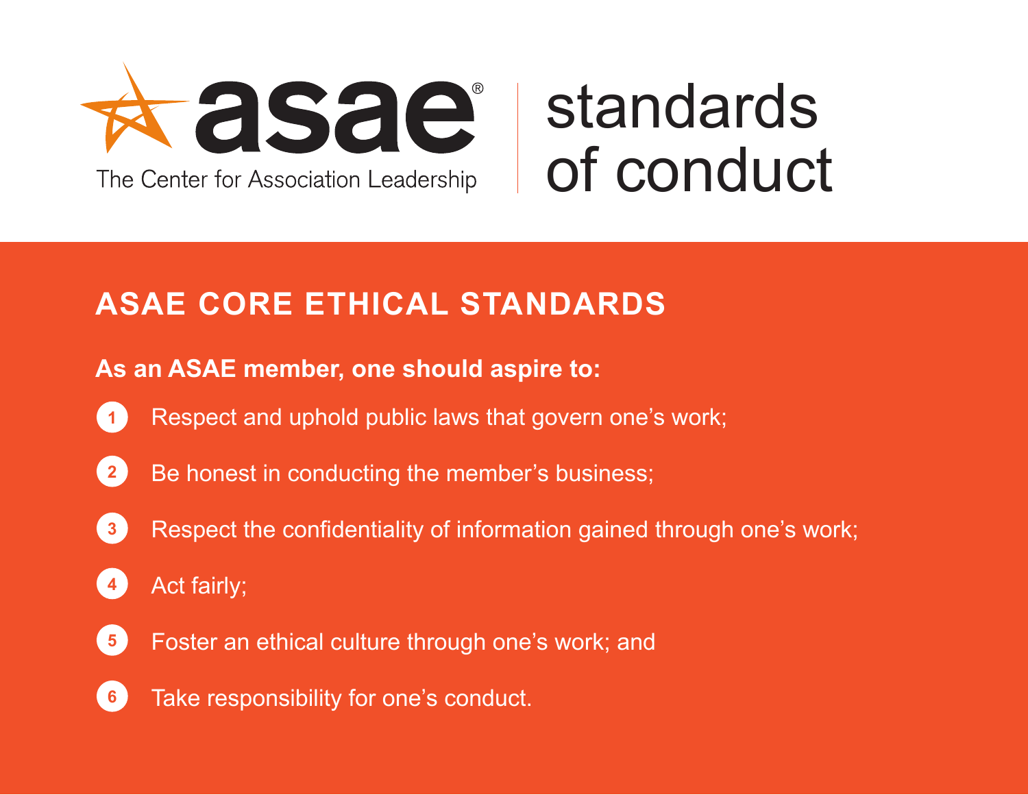# asae® The Center for Association Leadership | standards of conduct

## ASAE CORE ETHICAL STANDARDS

**As an ASAE member, one should aspire to:**

1. Respect and uphold public laws that govern one's work;
2. Be honest in conducting the member's business;
3. Respect the confidentiality of information gained through one's work;
4. Act fairly;
5. Foster an ethical culture through one's work; and
6. Take responsibility for one's conduct.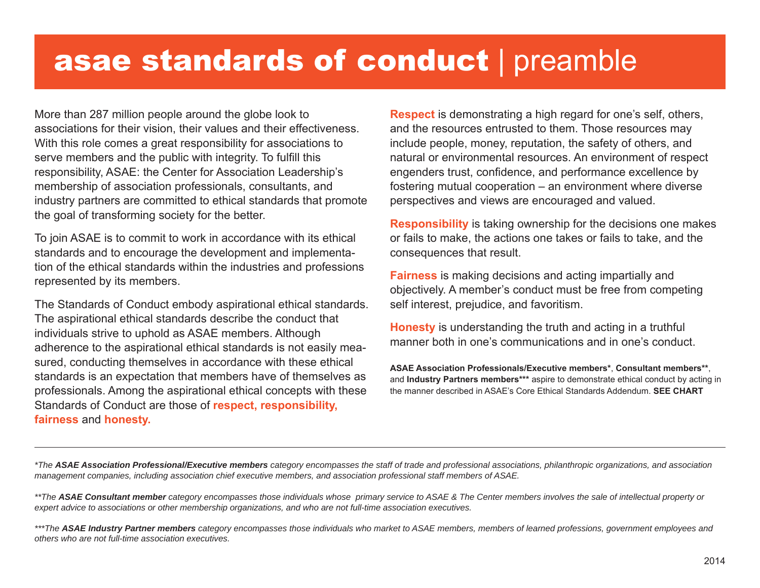# **asae standards of conduct** | preamble

More than 287 million people around the globe look to associations for their vision, their values and their effectiveness. With this role comes a great responsibility for associations to serve members and the public with integrity. To fulfill this responsibility, ASAE: the Center for Association Leadership's membership of association professionals, consultants, and industry partners are committed to ethical standards that promote the goal of transforming society for the better.

To join ASAE is to commit to work in accordance with its ethical standards and to encourage the development and implementation of the ethical standards within the industries and professions represented by its members.

The Standards of Conduct embody aspirational ethical standards. The aspirational ethical standards describe the conduct that individuals strive to uphold as ASAE members. Although adherence to the aspirational ethical standards is not easily measured, conducting themselves in accordance with these ethical standards is an expectation that members have of themselves as professionals. Among the aspirational ethical concepts with these Standards of Conduct are those of **respect, responsibility, fairness** and **honesty.**

**Respect** is demonstrating a high regard for one's self, others, and the resources entrusted to them. Those resources may include people, money, reputation, the safety of others, and natural or environmental resources. An environment of respect engenders trust, confidence, and performance excellence by fostering mutual cooperation – an environment where diverse perspectives and views are encouraged and valued.

**Responsibility** is taking ownership for the decisions one makes or fails to make, the actions one takes or fails to take, and the consequences that result.

**Fairness** is making decisions and acting impartially and objectively. A member's conduct must be free from competing self interest, prejudice, and favoritism.

**Honesty** is understanding the truth and acting in a truthful manner both in one's communications and in one's conduct.

**ASAE Association Professionals/Executive members***, **Consultant members****, and **Industry Partners members***** aspire to demonstrate ethical conduct by acting in the manner described in ASAE's Core Ethical Standards Addendum. **SEE CHART**

---

*\*The **ASAE Association Professional/Executive members** category encompasses the staff of trade and professional associations, philanthropic organizations, and association management companies, including association chief executive members, and association professional staff members of ASAE.*

*\*\*The **ASAE Consultant member** category encompasses those individuals whose primary service to ASAE & The Center members involves the sale of intellectual property or expert advice to associations or other membership organizations, and who are not full-time association executives.*

*\*\*\*The **ASAE Industry Partner members** category encompasses those individuals who market to ASAE members, members of learned professions, government employees and others who are not full-time association executives.*

2014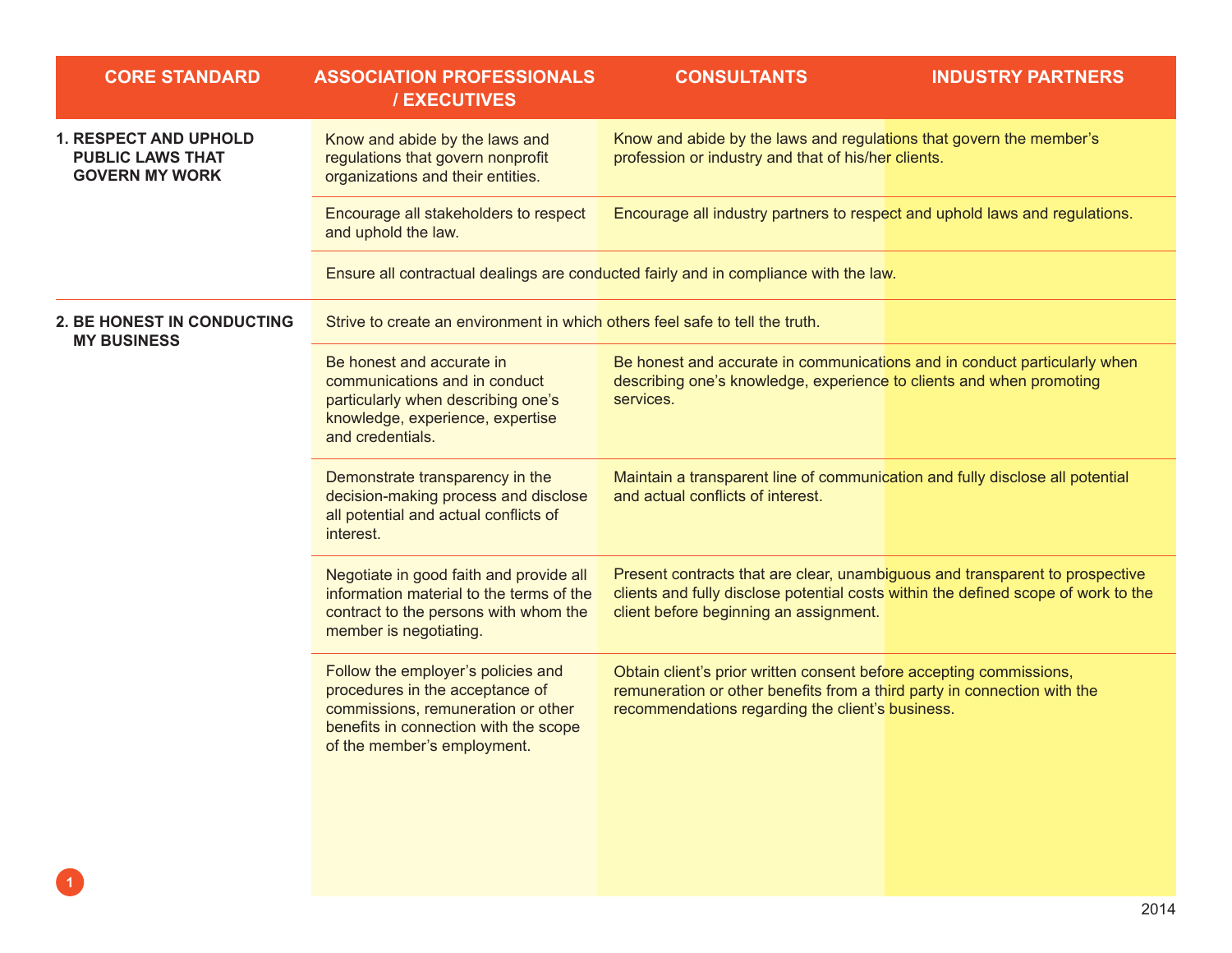| CORE STANDARD | ASSOCIATION PROFESSIONALS / EXECUTIVES | CONSULTANTS | INDUSTRY PARTNERS |
|---|---|---|---|
| **1. RESPECT AND UPHOLD PUBLIC LAWS THAT GOVERN MY WORK** | Know and abide by the laws and regulations that govern nonprofit organizations and their entities. | Know and abide by the laws and regulations that govern the member's profession or industry and that of his/her clients. | |
| | Encourage all stakeholders to respect and uphold the law. | Encourage all industry partners to respect and uphold laws and regulations. | |
| | Ensure all contractual dealings are conducted fairly and in compliance with the law. | | |
| **2. BE HONEST IN CONDUCTING MY BUSINESS** | Strive to create an environment in which others feel safe to tell the truth. | | |
| | Be honest and accurate in communications and in conduct particularly when describing one's knowledge, experience, expertise and credentials. | Be honest and accurate in communications and in conduct particularly when describing one's knowledge, experience to clients and when promoting services. | |
| | Demonstrate transparency in the decision-making process and disclose all potential and actual conflicts of interest. | Maintain a transparent line of communication and fully disclose all potential and actual conflicts of interest. | |
| | Negotiate in good faith and provide all information material to the terms of the contract to the persons with whom the member is negotiating. | Present contracts that are clear, unambiguous and transparent to prospective clients and fully disclose potential costs within the defined scope of work to the client before beginning an assignment. | |
| | Follow the employer's policies and procedures in the acceptance of commissions, remuneration or other benefits in connection with the scope of the member's employment. | Obtain client's prior written consent before accepting commissions, remuneration or other benefits from a third party in connection with the recommendations regarding the client's business. | |

2014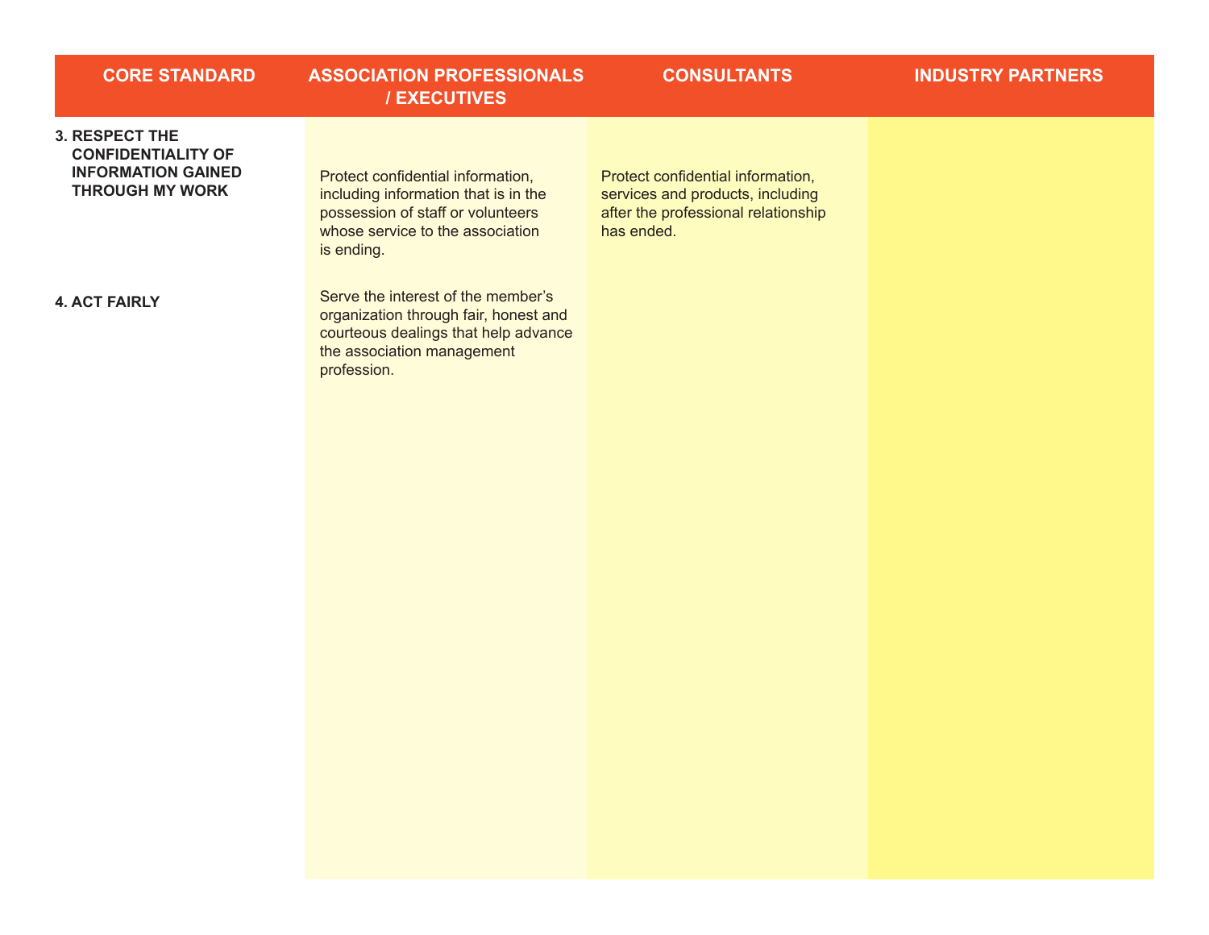| CORE STANDARD | ASSOCIATION PROFESSIONALS / EXECUTIVES | CONSULTANTS | INDUSTRY PARTNERS |
| --- | --- | --- | --- |
| **3. RESPECT THE CONFIDENTIALITY OF INFORMATION GAINED THROUGH MY WORK** | Protect confidential information, including information that is in the possession of staff or volunteers whose service to the association is ending. | Protect confidential information, services and products, including after the professional relationship has ended. | |
| **4. ACT FAIRLY** | Serve the interest of the member's organization through fair, honest and courteous dealings that help advance the association management profession. | | |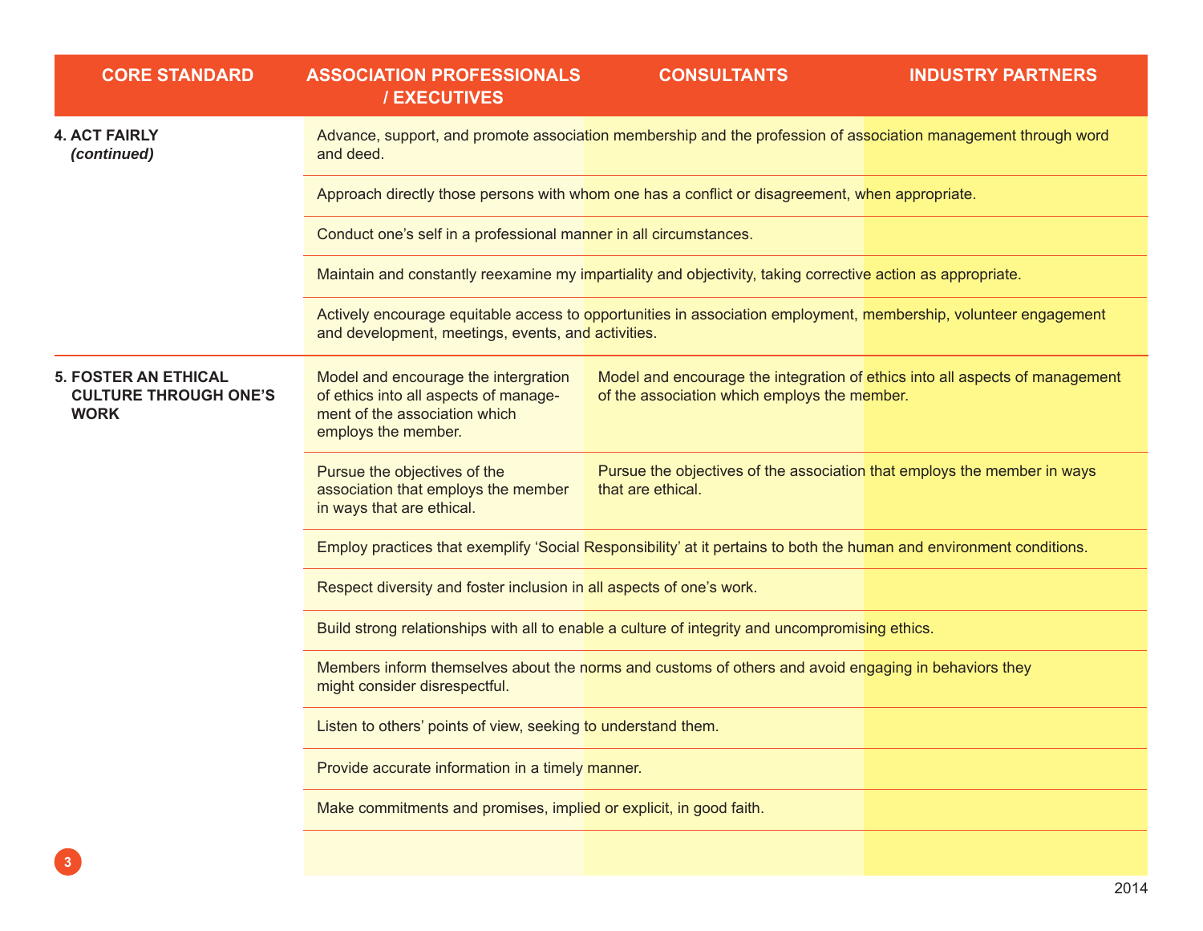| CORE STANDARD | ASSOCIATION PROFESSIONALS / EXECUTIVES | CONSULTANTS | INDUSTRY PARTNERS |
|---|---|---|---|
| **4. ACT FAIRLY** ***(continued)*** | Advance, support, and promote association membership and the profession of association management through word and deed. | | |
| | Approach directly those persons with whom one has a conflict or disagreement, when appropriate. | | |
| | Conduct one's self in a professional manner in all circumstances. | | |
| | Maintain and constantly reexamine my impartiality and objectivity, taking corrective action as appropriate. | | |
| | Actively encourage equitable access to opportunities in association employment, membership, volunteer engagement and development, meetings, events, and activities. | | |
| **5. FOSTER AN ETHICAL CULTURE THROUGH ONE'S WORK** | Model and encourage the intergration of ethics into all aspects of management of the association which employs the member. | Model and encourage the integration of ethics into all aspects of management of the association which employs the member. | |
| | Pursue the objectives of the association that employs the member in ways that are ethical. | Pursue the objectives of the association that employs the member in ways that are ethical. | |
| | Employ practices that exemplify 'Social Responsibility' at it pertains to both the human and environment conditions. | | |
| | Respect diversity and foster inclusion in all aspects of one's work. | | |
| | Build strong relationships with all to enable a culture of integrity and uncompromising ethics. | | |
| | Members inform themselves about the norms and customs of others and avoid engaging in behaviors they might consider disrespectful. | | |
| | Listen to others' points of view, seeking to understand them. | | |
| | Provide accurate information in a timely manner. | | |
| | Make commitments and promises, implied or explicit, in good faith. | | |

2014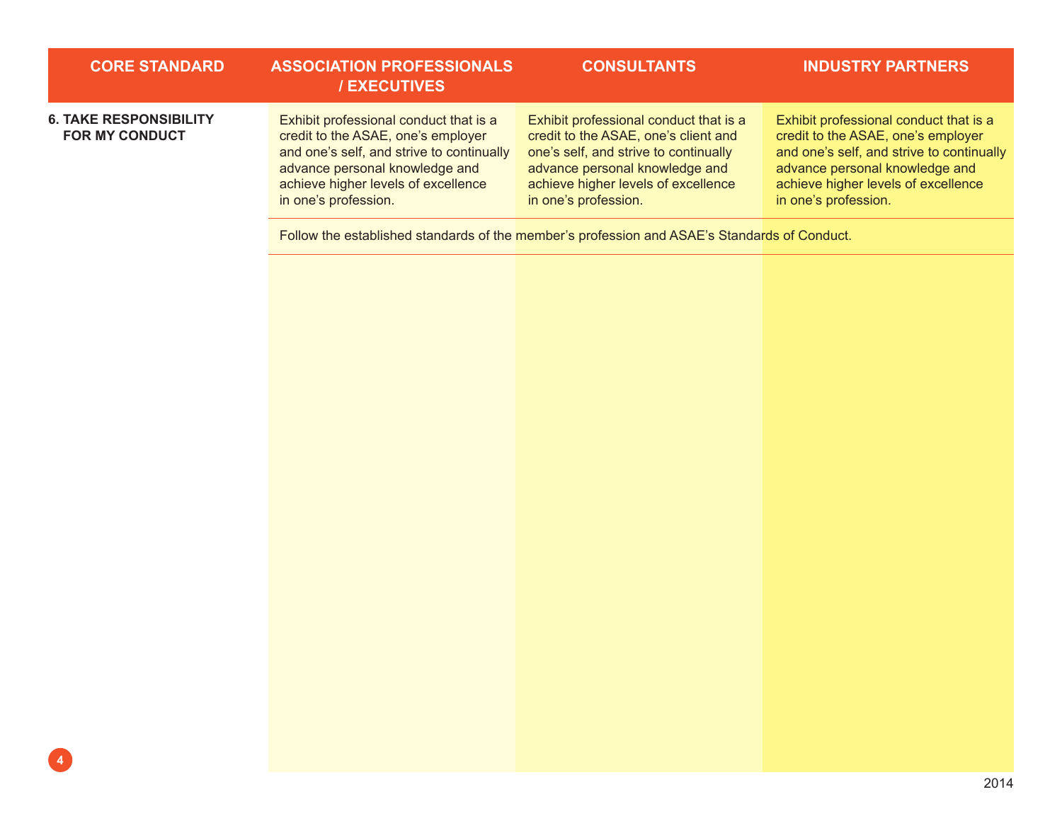| CORE STANDARD | ASSOCIATION PROFESSIONALS / EXECUTIVES | CONSULTANTS | INDUSTRY PARTNERS |
|---|---|---|---|
| **6. TAKE RESPONSIBILITY FOR MY CONDUCT** | Exhibit professional conduct that is a credit to the ASAE, one's employer and one's self, and strive to continually advance personal knowledge and achieve higher levels of excellence in one's profession. | Exhibit professional conduct that is a credit to the ASAE, one's client and one's self, and strive to continually advance personal knowledge and achieve higher levels of excellence in one's profession. | Exhibit professional conduct that is a credit to the ASAE, one's employer and one's self, and strive to continually advance personal knowledge and achieve higher levels of excellence in one's profession. |
| | Follow the established standards of the member's profession and ASAE's Standards of Conduct. | | |

2014